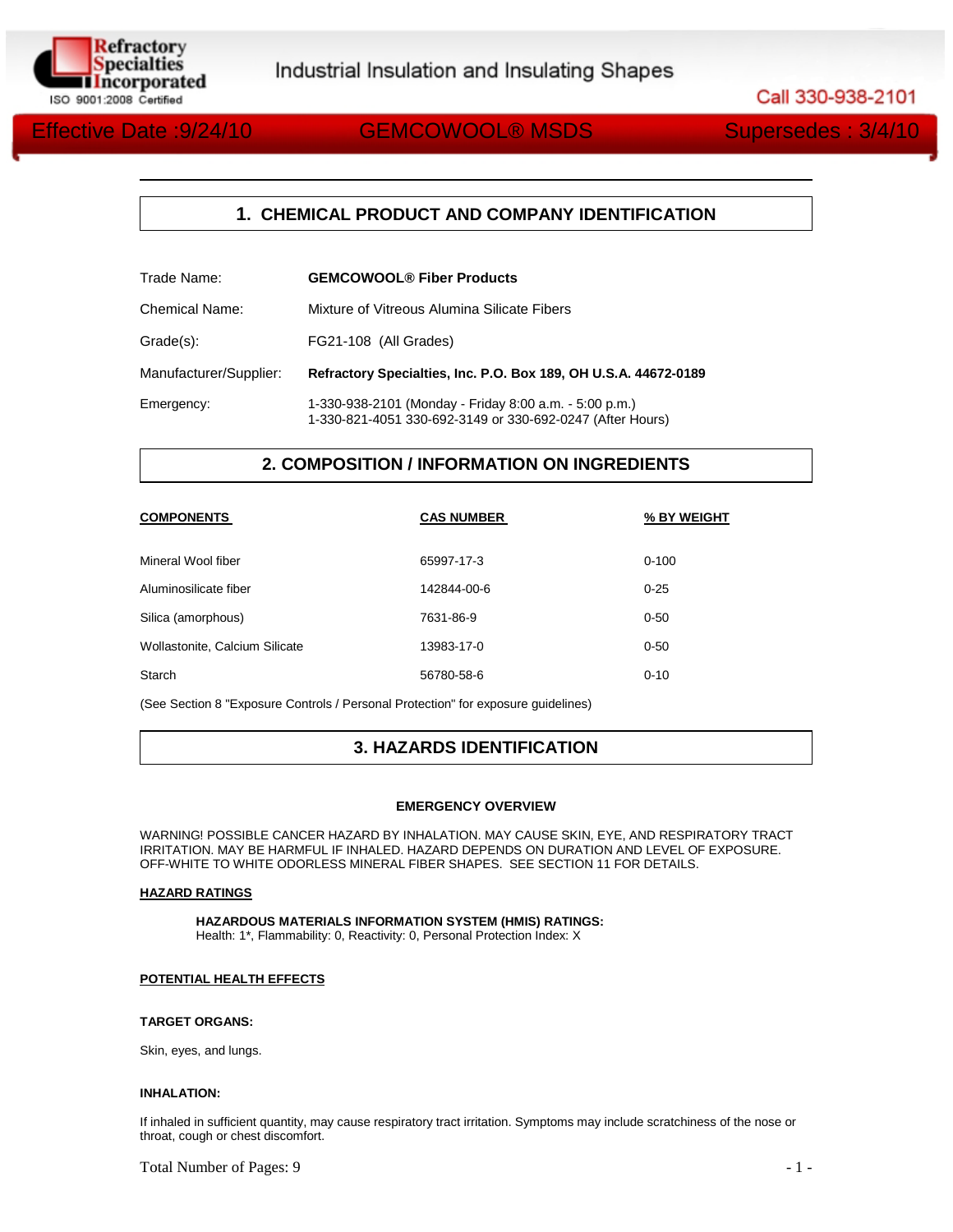Refractory Specialties Incorporated
ISO 9001:2008 Certified

Industrial Insulation and Insulating Shapes

Call 330-938-2101

Effective Date :9/24/10 GEMCOWOOL® MSDS Supersedes : 3/4/10

## 1. CHEMICAL PRODUCT AND COMPANY IDENTIFICATION

| | |
|---|---|
| Trade Name: | **GEMCOWOOL® Fiber Products** |
| Chemical Name: | Mixture of Vitreous Alumina Silicate Fibers |
| Grade(s): | FG21-108 (All Grades) |
| Manufacturer/Supplier: | **Refractory Specialties, Inc. P.O. Box 189, OH U.S.A. 44672-0189** |
| Emergency: | 1-330-938-2101 (Monday - Friday 8:00 a.m. - 5:00 p.m.)<br>1-330-821-4051 330-692-3149 or 330-692-0247 (After Hours) |

## 2. COMPOSITION / INFORMATION ON INGREDIENTS

| COMPONENTS | CAS NUMBER | % BY WEIGHT |
|---|---|---|
| Mineral Wool fiber | 65997-17-3 | 0-100 |
| Aluminosilicate fiber | 142844-00-6 | 0-25 |
| Silica (amorphous) | 7631-86-9 | 0-50 |
| Wollastonite, Calcium Silicate | 13983-17-0 | 0-50 |
| Starch | 56780-58-6 | 0-10 |

(See Section 8 "Exposure Controls / Personal Protection" for exposure guidelines)

## 3. HAZARDS IDENTIFICATION

**EMERGENCY OVERVIEW**

WARNING! POSSIBLE CANCER HAZARD BY INHALATION. MAY CAUSE SKIN, EYE, AND RESPIRATORY TRACT IRRITATION. MAY BE HARMFUL IF INHALED. HAZARD DEPENDS ON DURATION AND LEVEL OF EXPOSURE. OFF-WHITE TO WHITE ODORLESS MINERAL FIBER SHAPES. SEE SECTION 11 FOR DETAILS.

**HAZARD RATINGS**

**HAZARDOUS MATERIALS INFORMATION SYSTEM (HMIS) RATINGS:**
Health: 1*, Flammability: 0, Reactivity: 0, Personal Protection Index: X

**POTENTIAL HEALTH EFFECTS**

**TARGET ORGANS:**

Skin, eyes, and lungs.

**INHALATION:**

If inhaled in sufficient quantity, may cause respiratory tract irritation. Symptoms may include scratchiness of the nose or throat, cough or chest discomfort.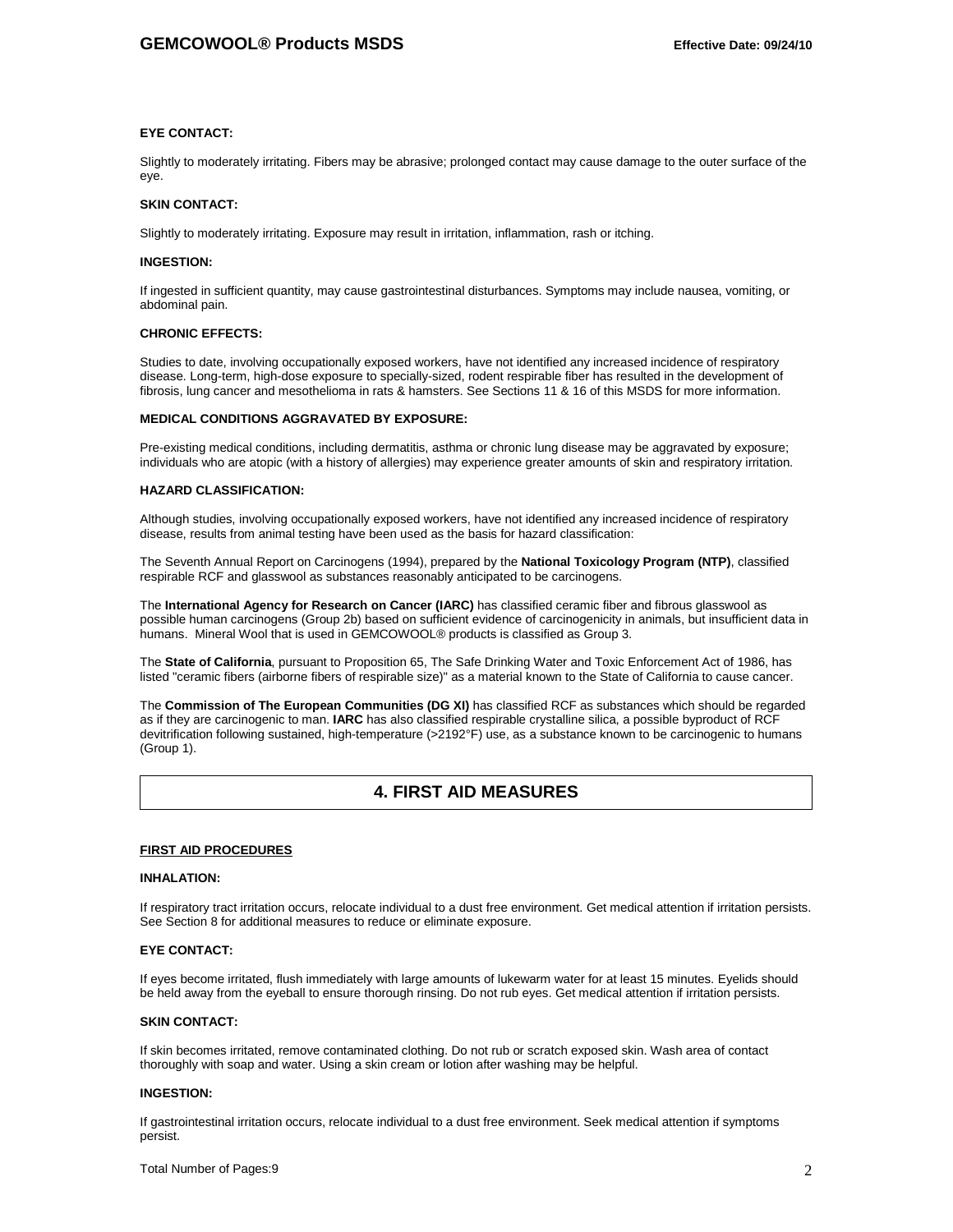**EYE CONTACT:**

Slightly to moderately irritating. Fibers may be abrasive; prolonged contact may cause damage to the outer surface of the eye.

**SKIN CONTACT:**

Slightly to moderately irritating. Exposure may result in irritation, inflammation, rash or itching.

**INGESTION:**

If ingested in sufficient quantity, may cause gastrointestinal disturbances. Symptoms may include nausea, vomiting, or abdominal pain.

**CHRONIC EFFECTS:**

Studies to date, involving occupationally exposed workers, have not identified any increased incidence of respiratory disease. Long-term, high-dose exposure to specially-sized, rodent respirable fiber has resulted in the development of fibrosis, lung cancer and mesothelioma in rats & hamsters. See Sections 11 & 16 of this MSDS for more information.

**MEDICAL CONDITIONS AGGRAVATED BY EXPOSURE:**

Pre-existing medical conditions, including dermatitis, asthma or chronic lung disease may be aggravated by exposure; individuals who are atopic (with a history of allergies) may experience greater amounts of skin and respiratory irritation.

**HAZARD CLASSIFICATION:**

Although studies, involving occupationally exposed workers, have not identified any increased incidence of respiratory disease, results from animal testing have been used as the basis for hazard classification:

The Seventh Annual Report on Carcinogens (1994), prepared by the **National Toxicology Program (NTP)**, classified respirable RCF and glasswool as substances reasonably anticipated to be carcinogens.

The **International Agency for Research on Cancer (IARC)** has classified ceramic fiber and fibrous glasswool as possible human carcinogens (Group 2b) based on sufficient evidence of carcinogenicity in animals, but insufficient data in humans. Mineral Wool that is used in GEMCOWOOL® products is classified as Group 3.

The **State of California**, pursuant to Proposition 65, The Safe Drinking Water and Toxic Enforcement Act of 1986, has listed "ceramic fibers (airborne fibers of respirable size)" as a material known to the State of California to cause cancer.

The **Commission of The European Communities (DG XI)** has classified RCF as substances which should be regarded as if they are carcinogenic to man. **IARC** has also classified respirable crystalline silica, a possible byproduct of RCF devitrification following sustained, high-temperature (>2192°F) use, as a substance known to be carcinogenic to humans (Group 1).

## 4. FIRST AID MEASURES

**FIRST AID PROCEDURES**

**INHALATION:**

If respiratory tract irritation occurs, relocate individual to a dust free environment. Get medical attention if irritation persists. See Section 8 for additional measures to reduce or eliminate exposure.

**EYE CONTACT:**

If eyes become irritated, flush immediately with large amounts of lukewarm water for at least 15 minutes. Eyelids should be held away from the eyeball to ensure thorough rinsing. Do not rub eyes. Get medical attention if irritation persists.

**SKIN CONTACT:**

If skin becomes irritated, remove contaminated clothing. Do not rub or scratch exposed skin. Wash area of contact thoroughly with soap and water. Using a skin cream or lotion after washing may be helpful.

**INGESTION:**

If gastrointestinal irritation occurs, relocate individual to a dust free environment. Seek medical attention if symptoms persist.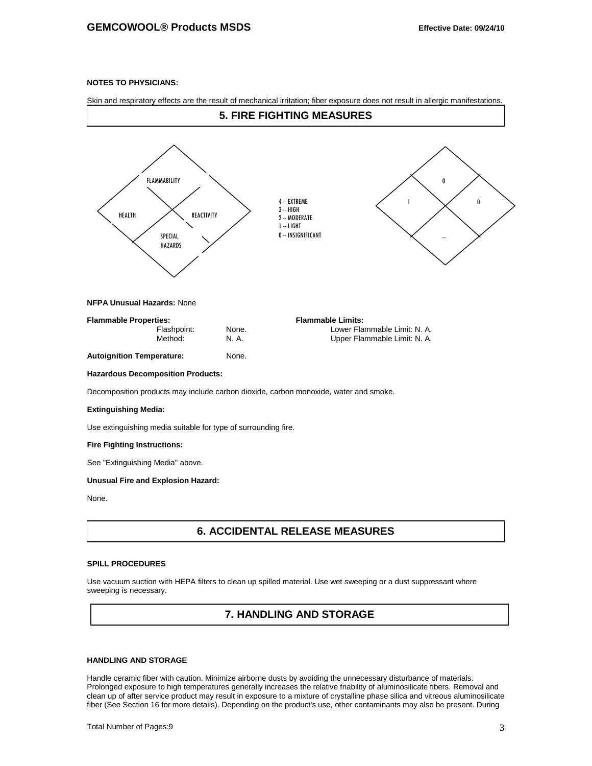**NOTES TO PHYSICIANS:**

Skin and respiratory effects are the result of mechanical irritation; fiber exposure does not result in allergic manifestations.

## 5. FIRE FIGHTING MEASURES

FLAMMABILITY

HEALTH REACTIVITY

SPECIAL HAZARDS

4 -- EXTREME
3 -- HIGH
2 -- MODERATE
1 -- LIGHT
0 -- INSIGNIFICANT

| Flammability | Health | Reactivity | Special Hazards |
|---|---|---|---|
| 0 | 1 | 0 | -- |

**NFPA Unusual Hazards:** None

**Flammable Properties:**

| | |
|---|---|
| Flashpoint: | None. |
| Method: | N. A. |

**Flammable Limits:**

Lower Flammable Limit: N. A.
Upper Flammable Limit: N. A.

**Autoignition Temperature:** None.

**Hazardous Decomposition Products:**

Decomposition products may include carbon dioxide, carbon monoxide, water and smoke.

**Extinguishing Media:**

Use extinguishing media suitable for type of surrounding fire.

**Fire Fighting Instructions:**

See "Extinguishing Media" above.

**Unusual Fire and Explosion Hazard:**

None.

## 6. ACCIDENTAL RELEASE MEASURES

**SPILL PROCEDURES**

Use vacuum suction with HEPA filters to clean up spilled material. Use wet sweeping or a dust suppressant where sweeping is necessary.

## 7. HANDLING AND STORAGE

**HANDLING AND STORAGE**

Handle ceramic fiber with caution. Minimize airborne dusts by avoiding the unnecessary disturbance of materials. Prolonged exposure to high temperatures generally increases the relative friability of aluminosilicate fibers. Removal and clean up of after service product may result in exposure to a mixture of crystalline phase silica and vitreous aluminosilicate fiber (See Section 16 for more details). Depending on the product's use, other contaminants may also be present. During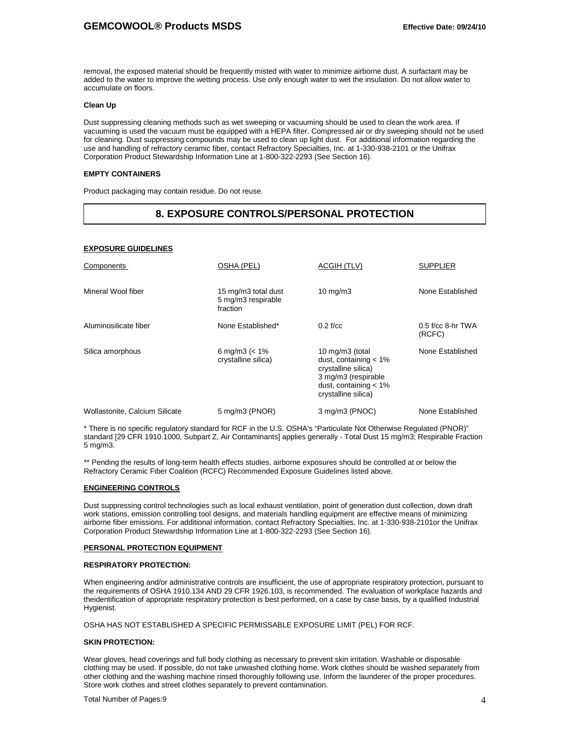removal, the exposed material should be frequently misted with water to minimize airborne dust. A surfactant may be added to the water to improve the wetting process. Use only enough water to wet the insulation. Do not allow water to accumulate on floors.

**Clean Up**

Dust suppressing cleaning methods such as wet sweeping or vacuuming should be used to clean the work area. If vacuuming is used the vacuum must be equipped with a HEPA filter. Compressed air or dry sweeping should not be used for cleaning. Dust suppressing compounds may be used to clean up light dust. For additional information regarding the use and handling of refractory ceramic fiber, contact Refractory Specialties, Inc. at 1-330-938-2101 or the Unifrax Corporation Product Stewardship Information Line at 1-800-322-2293 (See Section 16).

**EMPTY CONTAINERS**

Product packaging may contain residue. Do not reuse.

## 8. EXPOSURE CONTROLS/PERSONAL PROTECTION

**EXPOSURE GUIDELINES**

| Components | OSHA (PEL) | ACGIH (TLV) | SUPPLIER |
|---|---|---|---|
| Mineral Wool fiber | 15 mg/m3 total dust 5 mg/m3 respirable fraction | 10 mg/m3 | None Established |
| Aluminosilicate fiber | None Established* | 0.2 f/cc | 0.5 f/cc 8-hr TWA (RCFC) |
| Silica amorphous | 6 mg/m3 (< 1% crystalline silica) | 10 mg/m3 (total dust, containing < 1% crystalline silica) 3 mg/m3 (respirable dust, containing < 1% crystalline silica) | None Established |
| Wollastonite, Calcium Silicate | 5 mg/m3 (PNOR) | 3 mg/m3 (PNOC) | None Established |

* There is no specific regulatory standard for RCF in the U.S. OSHA's "Particulate Not Otherwise Regulated (PNOR)" standard [29 CFR 1910.1000, Subpart Z, Air Contaminants] applies generally - Total Dust 15 mg/m3; Respirable Fraction 5 mg/m3.

** Pending the results of long-term health effects studies, airborne exposures should be controlled at or below the Refractory Ceramic Fiber Coalition (RCFC) Recommended Exposure Guidelines listed above.

**ENGINEERING CONTROLS**

Dust suppressing control technologies such as local exhaust ventilation, point of generation dust collection, down draft work stations, emission controlling tool designs, and materials handling equipment are effective means of minimizing airborne fiber emissions. For additional information, contact Refractory Specialties, Inc. at 1-330-938-2101or the Unifrax Corporation Product Stewardship Information Line at 1-800-322-2293 (See Section 16).

**PERSONAL PROTECTION EQUIPMENT**

**RESPIRATORY PROTECTION:**

When engineering and/or administrative controls are insufficient, the use of appropriate respiratory protection, pursuant to the requirements of OSHA 1910.134 AND 29 CFR 1926.103, is recommended. The evaluation of workplace hazards and theidentification of appropriate respiratory protection is best performed, on a case by case basis, by a qualified Industrial Hygienist.

OSHA HAS NOT ESTABLISHED A SPECIFIC PERMISSABLE EXPOSURE LIMIT (PEL) FOR RCF.

**SKIN PROTECTION:**

Wear gloves, head coverings and full body clothing as necessary to prevent skin irritation. Washable or disposable clothing may be used. If possible, do not take unwashed clothing home. Work clothes should be washed separately from other clothing and the washing machine rinsed thoroughly following use. Inform the launderer of the proper procedures. Store work clothes and street clothes separately to prevent contamination.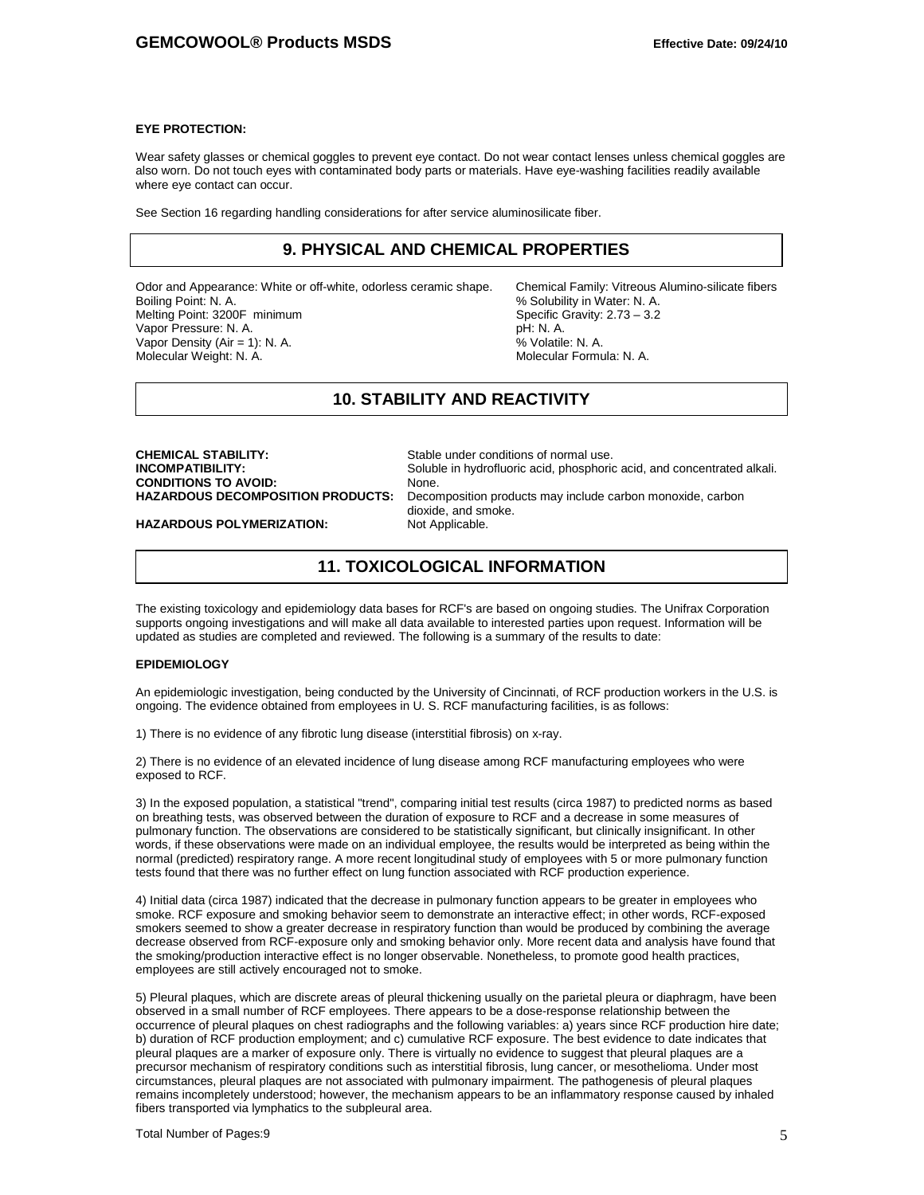**EYE PROTECTION:**

Wear safety glasses or chemical goggles to prevent eye contact. Do not wear contact lenses unless chemical goggles are also worn. Do not touch eyes with contaminated body parts or materials. Have eye-washing facilities readily available where eye contact can occur.

See Section 16 regarding handling considerations for after service aluminosilicate fiber.

## 9. PHYSICAL AND CHEMICAL PROPERTIES

Odor and Appearance: White or off-white, odorless ceramic shape.
Boiling Point: N. A.
Melting Point: 3200F minimum
Vapor Pressure: N. A.
Vapor Density (Air = 1): N. A.
Molecular Weight: N. A.

Chemical Family: Vitreous Alumino-silicate fibers
% Solubility in Water: N. A.
Specific Gravity: 2.73 – 3.2
pH: N. A.
% Volatile: N. A.
Molecular Formula: N. A.

## 10. STABILITY AND REACTIVITY

**CHEMICAL STABILITY:** Stable under conditions of normal use.
**INCOMPATIBILITY:** Soluble in hydrofluoric acid, phosphoric acid, and concentrated alkali.
**CONDITIONS TO AVOID:** None.
**HAZARDOUS DECOMPOSITION PRODUCTS:** Decomposition products may include carbon monoxide, carbon dioxide, and smoke.
**HAZARDOUS POLYMERIZATION:** Not Applicable.

## 11. TOXICOLOGICAL INFORMATION

The existing toxicology and epidemiology data bases for RCF's are based on ongoing studies. The Unifrax Corporation supports ongoing investigations and will make all data available to interested parties upon request. Information will be updated as studies are completed and reviewed. The following is a summary of the results to date:

**EPIDEMIOLOGY**

An epidemiologic investigation, being conducted by the University of Cincinnati, of RCF production workers in the U.S. is ongoing. The evidence obtained from employees in U. S. RCF manufacturing facilities, is as follows:

1) There is no evidence of any fibrotic lung disease (interstitial fibrosis) on x-ray.

2) There is no evidence of an elevated incidence of lung disease among RCF manufacturing employees who were exposed to RCF.

3) In the exposed population, a statistical "trend", comparing initial test results (circa 1987) to predicted norms as based on breathing tests, was observed between the duration of exposure to RCF and a decrease in some measures of pulmonary function. The observations are considered to be statistically significant, but clinically insignificant. In other words, if these observations were made on an individual employee, the results would be interpreted as being within the normal (predicted) respiratory range. A more recent longitudinal study of employees with 5 or more pulmonary function tests found that there was no further effect on lung function associated with RCF production experience.

4) Initial data (circa 1987) indicated that the decrease in pulmonary function appears to be greater in employees who smoke. RCF exposure and smoking behavior seem to demonstrate an interactive effect; in other words, RCF-exposed smokers seemed to show a greater decrease in respiratory function than would be produced by combining the average decrease observed from RCF-exposure only and smoking behavior only. More recent data and analysis have found that the smoking/production interactive effect is no longer observable. Nonetheless, to promote good health practices, employees are still actively encouraged not to smoke.

5) Pleural plaques, which are discrete areas of pleural thickening usually on the parietal pleura or diaphragm, have been observed in a small number of RCF employees. There appears to be a dose-response relationship between the occurrence of pleural plaques on chest radiographs and the following variables: a) years since RCF production hire date; b) duration of RCF production employment; and c) cumulative RCF exposure. The best evidence to date indicates that pleural plaques are a marker of exposure only. There is virtually no evidence to suggest that pleural plaques are a precursor mechanism of respiratory conditions such as interstitial fibrosis, lung cancer, or mesothelioma. Under most circumstances, pleural plaques are not associated with pulmonary impairment. The pathogenesis of pleural plaques remains incompletely understood; however, the mechanism appears to be an inflammatory response caused by inhaled fibers transported via lymphatics to the subpleural area.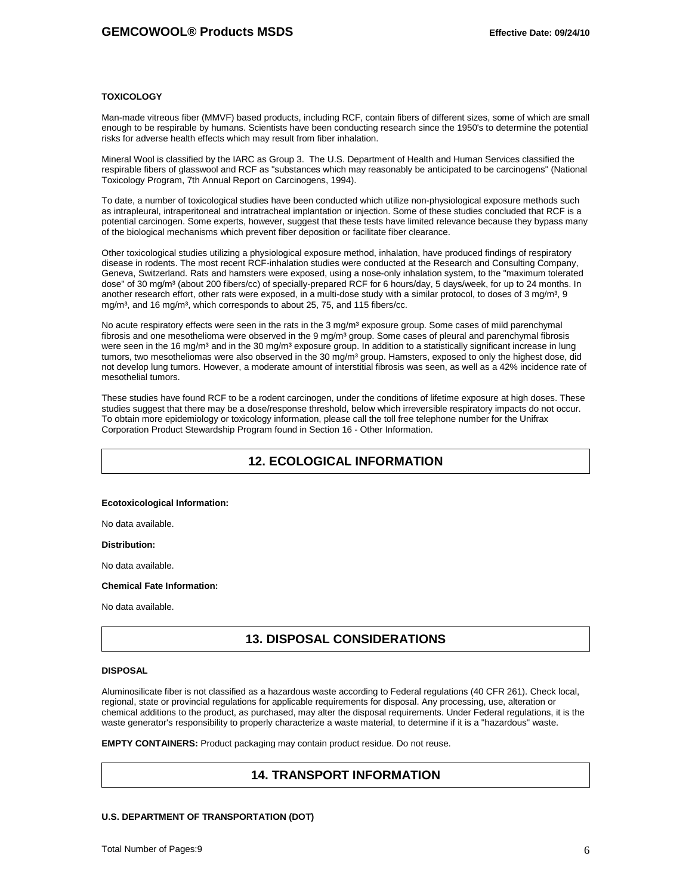### TOXICOLOGY

Man-made vitreous fiber (MMVF) based products, including RCF, contain fibers of different sizes, some of which are small enough to be respirable by humans. Scientists have been conducting research since the 1950's to determine the potential risks for adverse health effects which may result from fiber inhalation.

Mineral Wool is classified by the IARC as Group 3. The U.S. Department of Health and Human Services classified the respirable fibers of glasswool and RCF as "substances which may reasonably be anticipated to be carcinogens" (National Toxicology Program, 7th Annual Report on Carcinogens, 1994).

To date, a number of toxicological studies have been conducted which utilize non-physiological exposure methods such as intrapleural, intraperitoneal and intratracheal implantation or injection. Some of these studies concluded that RCF is a potential carcinogen. Some experts, however, suggest that these tests have limited relevance because they bypass many of the biological mechanisms which prevent fiber deposition or facilitate fiber clearance.

Other toxicological studies utilizing a physiological exposure method, inhalation, have produced findings of respiratory disease in rodents. The most recent RCF-inhalation studies were conducted at the Research and Consulting Company, Geneva, Switzerland. Rats and hamsters were exposed, using a nose-only inhalation system, to the "maximum tolerated dose" of 30 mg/m³ (about 200 fibers/cc) of specially-prepared RCF for 6 hours/day, 5 days/week, for up to 24 months. In another research effort, other rats were exposed, in a multi-dose study with a similar protocol, to doses of 3 mg/m³, 9 mg/m³, and 16 mg/m³, which corresponds to about 25, 75, and 115 fibers/cc.

No acute respiratory effects were seen in the rats in the 3 mg/m³ exposure group. Some cases of mild parenchymal fibrosis and one mesothelioma were observed in the 9 mg/m³ group. Some cases of pleural and parenchymal fibrosis were seen in the 16 mg/m³ and in the 30 mg/m³ exposure group. In addition to a statistically significant increase in lung tumors, two mesotheliomas were also observed in the 30 mg/m³ group. Hamsters, exposed to only the highest dose, did not develop lung tumors. However, a moderate amount of interstitial fibrosis was seen, as well as a 42% incidence rate of mesothelial tumors.

These studies have found RCF to be a rodent carcinogen, under the conditions of lifetime exposure at high doses. These studies suggest that there may be a dose/response threshold, below which irreversible respiratory impacts do not occur. To obtain more epidemiology or toxicology information, please call the toll free telephone number for the Unifrax Corporation Product Stewardship Program found in Section 16 - Other Information.

## 12. ECOLOGICAL INFORMATION

**Ecotoxicological Information:**

No data available.

**Distribution:**

No data available.

**Chemical Fate Information:**

No data available.

## 13. DISPOSAL CONSIDERATIONS

### DISPOSAL

Aluminosilicate fiber is not classified as a hazardous waste according to Federal regulations (40 CFR 261). Check local, regional, state or provincial regulations for applicable requirements for disposal. Any processing, use, alteration or chemical additions to the product, as purchased, may alter the disposal requirements. Under Federal regulations, it is the waste generator's responsibility to properly characterize a waste material, to determine if it is a "hazardous" waste.

**EMPTY CONTAINERS:** Product packaging may contain product residue. Do not reuse.

## 14. TRANSPORT INFORMATION

### U.S. DEPARTMENT OF TRANSPORTATION (DOT)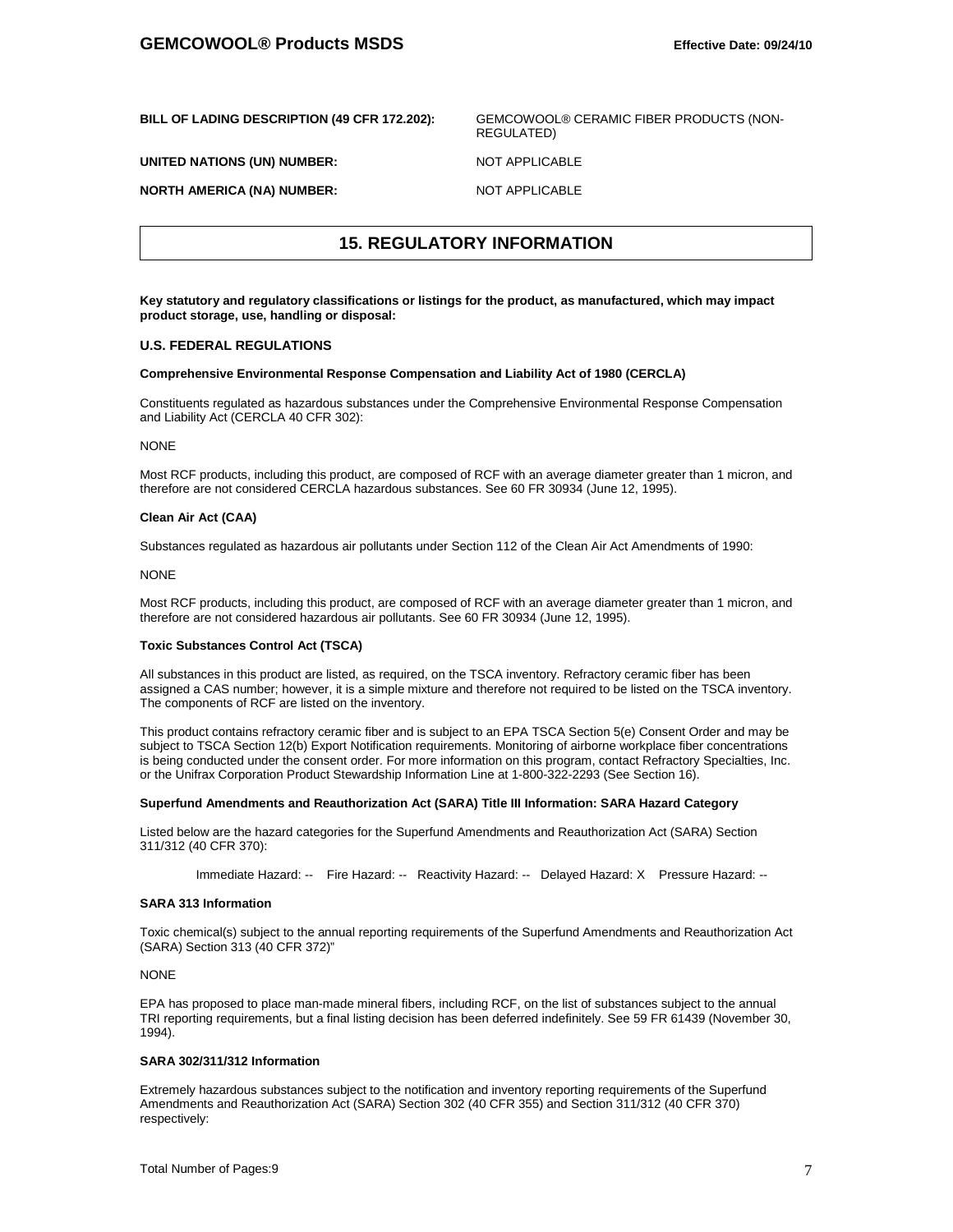| | |
|---|---|
| **BILL OF LADING DESCRIPTION (49 CFR 172.202):** | GEMCOWOOL® CERAMIC FIBER PRODUCTS (NON-REGULATED) |
| **UNITED NATIONS (UN) NUMBER:** | NOT APPLICABLE |
| **NORTH AMERICA (NA) NUMBER:** | NOT APPLICABLE |

## 15. REGULATORY INFORMATION

**Key statutory and regulatory classifications or listings for the product, as manufactured, which may impact product storage, use, handling or disposal:**

### U.S. FEDERAL REGULATIONS

**Comprehensive Environmental Response Compensation and Liability Act of 1980 (CERCLA)**

Constituents regulated as hazardous substances under the Comprehensive Environmental Response Compensation and Liability Act (CERCLA 40 CFR 302):

NONE

Most RCF products, including this product, are composed of RCF with an average diameter greater than 1 micron, and therefore are not considered CERCLA hazardous substances. See 60 FR 30934 (June 12, 1995).

**Clean Air Act (CAA)**

Substances regulated as hazardous air pollutants under Section 112 of the Clean Air Act Amendments of 1990:

NONE

Most RCF products, including this product, are composed of RCF with an average diameter greater than 1 micron, and therefore are not considered hazardous air pollutants. See 60 FR 30934 (June 12, 1995).

**Toxic Substances Control Act (TSCA)**

All substances in this product are listed, as required, on the TSCA inventory. Refractory ceramic fiber has been assigned a CAS number; however, it is a simple mixture and therefore not required to be listed on the TSCA inventory. The components of RCF are listed on the inventory.

This product contains refractory ceramic fiber and is subject to an EPA TSCA Section 5(e) Consent Order and may be subject to TSCA Section 12(b) Export Notification requirements. Monitoring of airborne workplace fiber concentrations is being conducted under the consent order. For more information on this program, contact Refractory Specialties, Inc. or the Unifrax Corporation Product Stewardship Information Line at 1-800-322-2293 (See Section 16).

**Superfund Amendments and Reauthorization Act (SARA) Title III Information: SARA Hazard Category**

Listed below are the hazard categories for the Superfund Amendments and Reauthorization Act (SARA) Section 311/312 (40 CFR 370):

Immediate Hazard: -- Fire Hazard: -- Reactivity Hazard: -- Delayed Hazard: X Pressure Hazard: --

**SARA 313 Information**

Toxic chemical(s) subject to the annual reporting requirements of the Superfund Amendments and Reauthorization Act (SARA) Section 313 (40 CFR 372)"

NONE

EPA has proposed to place man-made mineral fibers, including RCF, on the list of substances subject to the annual TRI reporting requirements, but a final listing decision has been deferred indefinitely. See 59 FR 61439 (November 30, 1994).

**SARA 302/311/312 Information**

Extremely hazardous substances subject to the notification and inventory reporting requirements of the Superfund Amendments and Reauthorization Act (SARA) Section 302 (40 CFR 355) and Section 311/312 (40 CFR 370) respectively: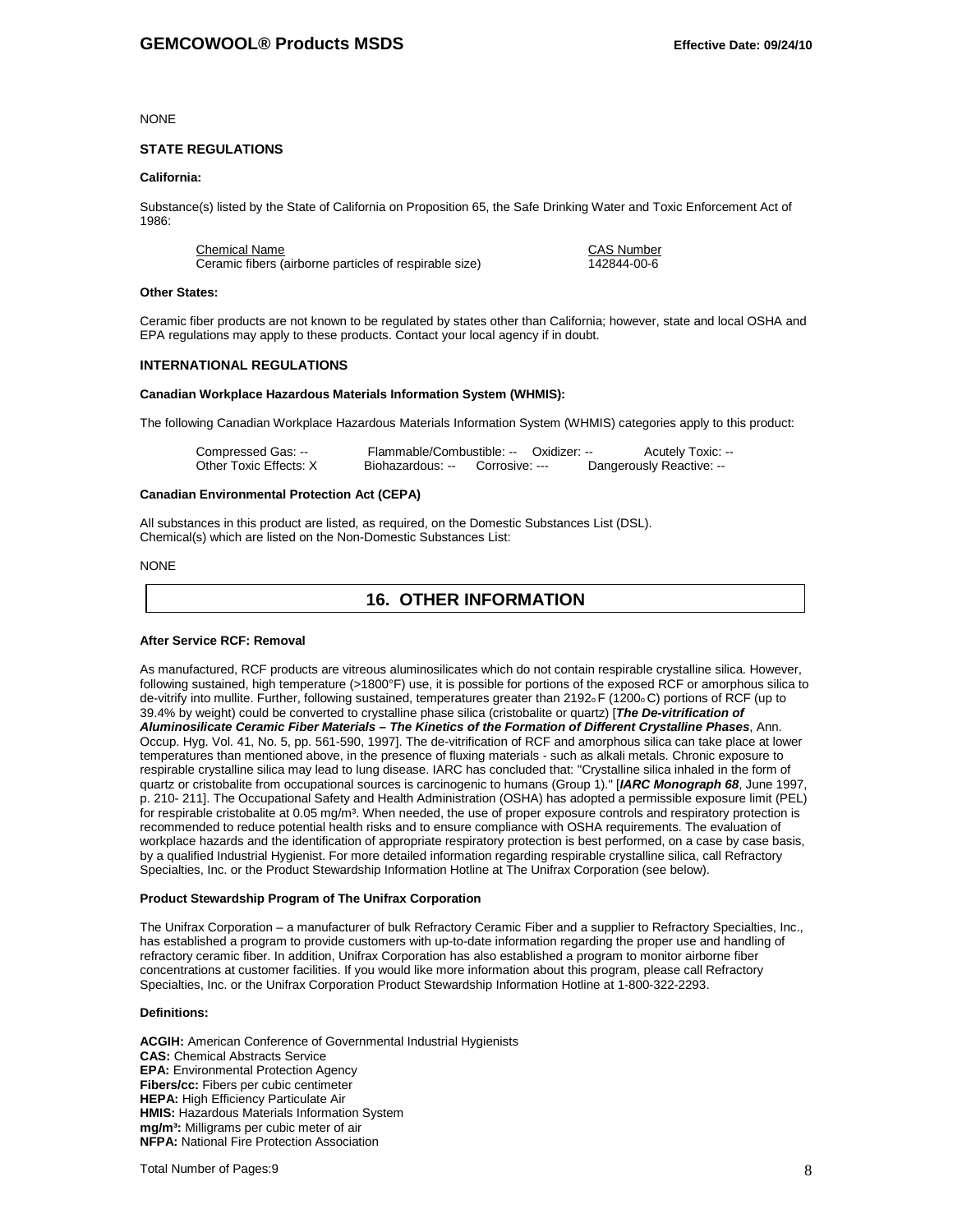NONE

### STATE REGULATIONS

**California:**

Substance(s) listed by the State of California on Proposition 65, the Safe Drinking Water and Toxic Enforcement Act of 1986:

| Chemical Name | CAS Number |
| --- | --- |
| Ceramic fibers (airborne particles of respirable size) | 142844-00-6 |

**Other States:**

Ceramic fiber products are not known to be regulated by states other than California; however, state and local OSHA and EPA regulations may apply to these products. Contact your local agency if in doubt.

### INTERNATIONAL REGULATIONS

**Canadian Workplace Hazardous Materials Information System (WHMIS):**

The following Canadian Workplace Hazardous Materials Information System (WHMIS) categories apply to this product:

| | | | |
| --- | --- | --- | --- |
| Compressed Gas: -- | Flammable/Combustible: -- | Oxidizer: -- | Acutely Toxic: -- |
| Other Toxic Effects: X | Biohazardous: -- | Corrosive: --- | Dangerously Reactive: -- |

**Canadian Environmental Protection Act (CEPA)**

All substances in this product are listed, as required, on the Domestic Substances List (DSL).
Chemical(s) which are listed on the Non-Domestic Substances List:

NONE

## 16. OTHER INFORMATION

**After Service RCF: Removal**

As manufactured, RCF products are vitreous aluminosilicates which do not contain respirable crystalline silica. However, following sustained, high temperature (>1800°F) use, it is possible for portions of the exposed RCF or amorphous silica to de-vitrify into mullite. Further, following sustained, temperatures greater than 2192°F (1200°C) portions of RCF (up to 39.4% by weight) could be converted to crystalline phase silica (cristobalite or quartz) [***The De-vitrification of Aluminosilicate Ceramic Fiber Materials – The Kinetics of the Formation of Different Crystalline Phases***, Ann. Occup. Hyg. Vol. 41, No. 5, pp. 561-590, 1997]. The de-vitrification of RCF and amorphous silica can take place at lower temperatures than mentioned above, in the presence of fluxing materials - such as alkali metals. Chronic exposure to respirable crystalline silica may lead to lung disease. IARC has concluded that: "Crystalline silica inhaled in the form of quartz or cristobalite from occupational sources is carcinogenic to humans (Group 1)." [***IARC Monograph 68***, June 1997, p. 210- 211]. The Occupational Safety and Health Administration (OSHA) has adopted a permissible exposure limit (PEL) for respirable cristobalite at 0.05 mg/m³. When needed, the use of proper exposure controls and respiratory protection is recommended to reduce potential health risks and to ensure compliance with OSHA requirements. The evaluation of workplace hazards and the identification of appropriate respiratory protection is best performed, on a case by case basis, by a qualified Industrial Hygienist. For more detailed information regarding respirable crystalline silica, call Refractory Specialties, Inc. or the Product Stewardship Information Hotline at The Unifrax Corporation (see below).

**Product Stewardship Program of The Unifrax Corporation**

The Unifrax Corporation – a manufacturer of bulk Refractory Ceramic Fiber and a supplier to Refractory Specialties, Inc., has established a program to provide customers with up-to-date information regarding the proper use and handling of refractory ceramic fiber. In addition, Unifrax Corporation has also established a program to monitor airborne fiber concentrations at customer facilities. If you would like more information about this program, please call Refractory Specialties, Inc. or the Unifrax Corporation Product Stewardship Information Hotline at 1-800-322-2293.

**Definitions:**

**ACGIH:** American Conference of Governmental Industrial Hygienists
**CAS:** Chemical Abstracts Service
**EPA:** Environmental Protection Agency
**Fibers/cc:** Fibers per cubic centimeter
**HEPA:** High Efficiency Particulate Air
**HMIS:** Hazardous Materials Information System
**mg/m³:** Milligrams per cubic meter of air
**NFPA:** National Fire Protection Association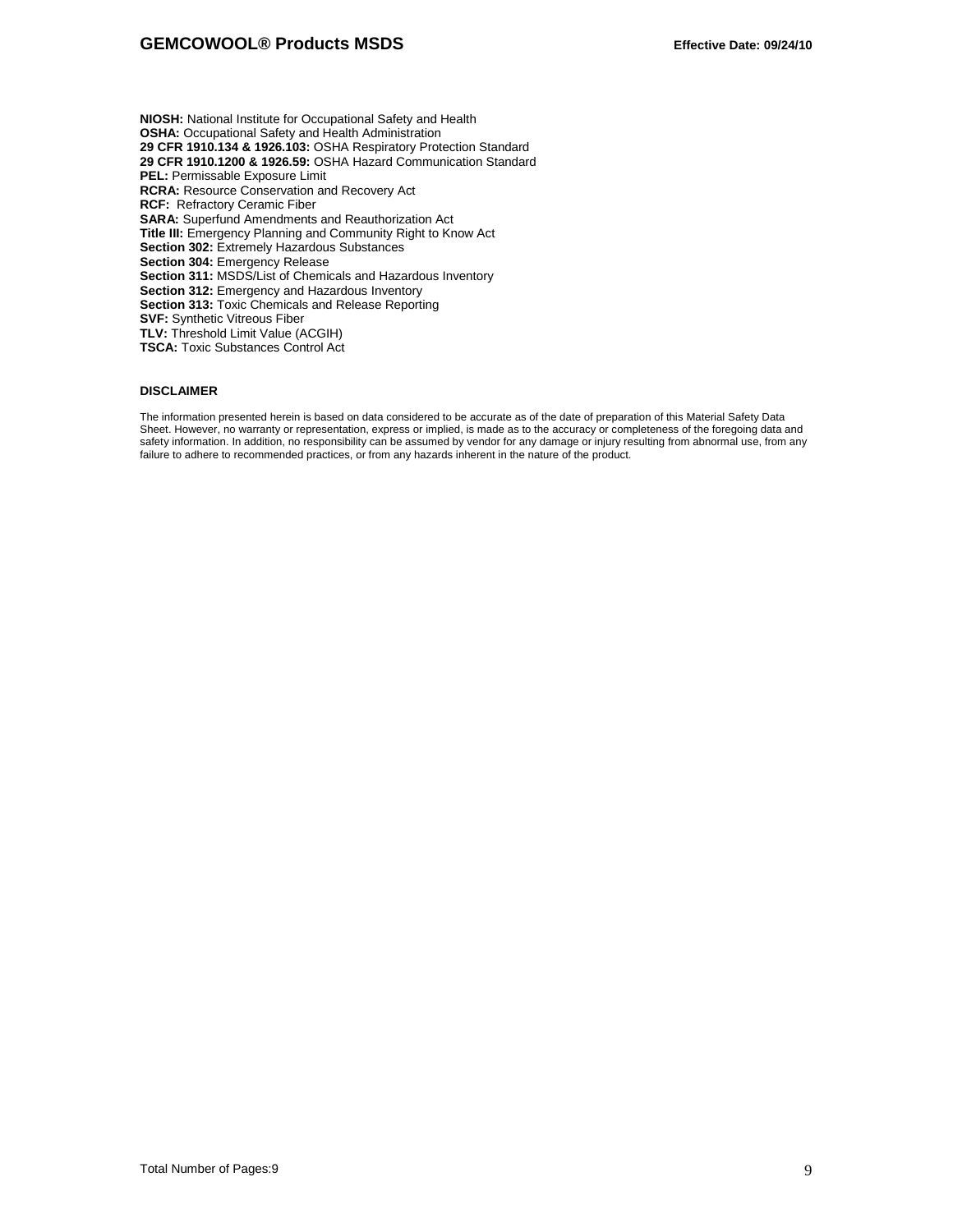**NIOSH:** National Institute for Occupational Safety and Health
**OSHA:** Occupational Safety and Health Administration
**29 CFR 1910.134 & 1926.103:** OSHA Respiratory Protection Standard
**29 CFR 1910.1200 & 1926.59:** OSHA Hazard Communication Standard
**PEL:** Permissable Exposure Limit
**RCRA:** Resource Conservation and Recovery Act
**RCF:** Refractory Ceramic Fiber
**SARA:** Superfund Amendments and Reauthorization Act
**Title III:** Emergency Planning and Community Right to Know Act
**Section 302:** Extremely Hazardous Substances
**Section 304:** Emergency Release
**Section 311:** MSDS/List of Chemicals and Hazardous Inventory
**Section 312:** Emergency and Hazardous Inventory
**Section 313:** Toxic Chemicals and Release Reporting
**SVF:** Synthetic Vitreous Fiber
**TLV:** Threshold Limit Value (ACGIH)
**TSCA:** Toxic Substances Control Act

**DISCLAIMER**

The information presented herein is based on data considered to be accurate as of the date of preparation of this Material Safety Data Sheet. However, no warranty or representation, express or implied, is made as to the accuracy or completeness of the foregoing data and safety information. In addition, no responsibility can be assumed by vendor for any damage or injury resulting from abnormal use, from any failure to adhere to recommended practices, or from any hazards inherent in the nature of the product.